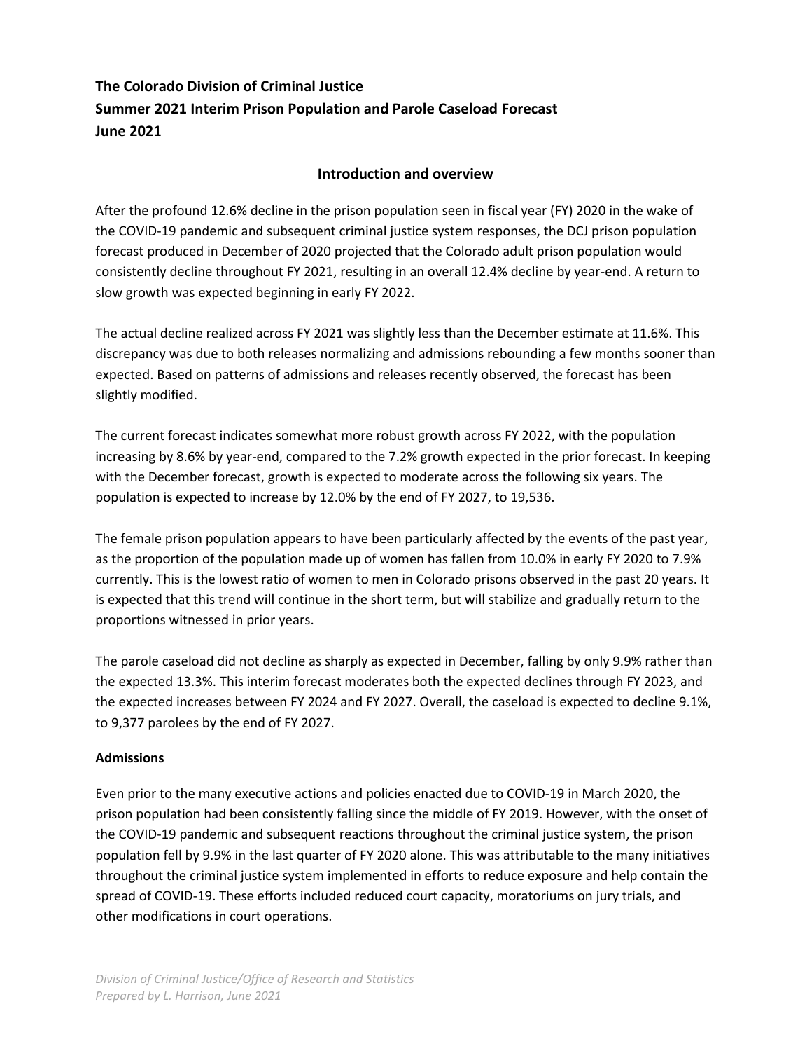# The Colorado Division of Criminal Justice
# Summer 2021 Interim Prison Population and Parole Caseload Forecast
# June 2021

## Introduction and overview

After the profound 12.6% decline in the prison population seen in fiscal year (FY) 2020 in the wake of the COVID-19 pandemic and subsequent criminal justice system responses, the DCJ prison population forecast produced in December of 2020 projected that the Colorado adult prison population would consistently decline throughout FY 2021, resulting in an overall 12.4% decline by year-end. A return to slow growth was expected beginning in early FY 2022.

The actual decline realized across FY 2021 was slightly less than the December estimate at 11.6%. This discrepancy was due to both releases normalizing and admissions rebounding a few months sooner than expected. Based on patterns of admissions and releases recently observed, the forecast has been slightly modified.

The current forecast indicates somewhat more robust growth across FY 2022, with the population increasing by 8.6% by year-end, compared to the 7.2% growth expected in the prior forecast. In keeping with the December forecast, growth is expected to moderate across the following six years. The population is expected to increase by 12.0% by the end of FY 2027, to 19,536.

The female prison population appears to have been particularly affected by the events of the past year, as the proportion of the population made up of women has fallen from 10.0% in early FY 2020 to 7.9% currently. This is the lowest ratio of women to men in Colorado prisons observed in the past 20 years. It is expected that this trend will continue in the short term, but will stabilize and gradually return to the proportions witnessed in prior years.

The parole caseload did not decline as sharply as expected in December, falling by only 9.9% rather than the expected 13.3%. This interim forecast moderates both the expected declines through FY 2023, and the expected increases between FY 2024 and FY 2027. Overall, the caseload is expected to decline 9.1%, to 9,377 parolees by the end of FY 2027.

### Admissions

Even prior to the many executive actions and policies enacted due to COVID-19 in March 2020, the prison population had been consistently falling since the middle of FY 2019. However, with the onset of the COVID-19 pandemic and subsequent reactions throughout the criminal justice system, the prison population fell by 9.9% in the last quarter of FY 2020 alone. This was attributable to the many initiatives throughout the criminal justice system implemented in efforts to reduce exposure and help contain the spread of COVID-19. These efforts included reduced court capacity, moratoriums on jury trials, and other modifications in court operations.

*Division of Criminal Justice/Office of Research and Statistics*
*Prepared by L. Harrison, June 2021*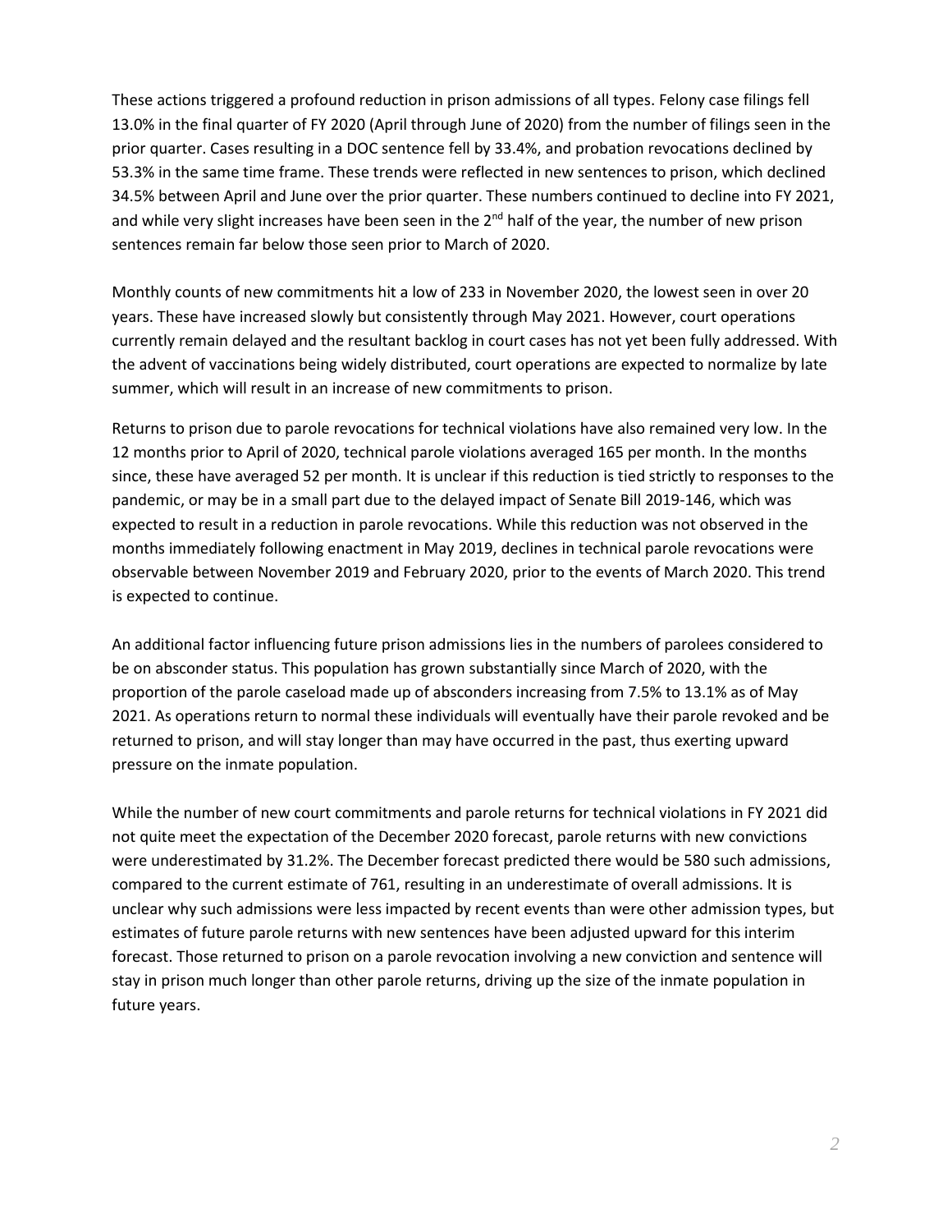These actions triggered a profound reduction in prison admissions of all types. Felony case filings fell 13.0% in the final quarter of FY 2020 (April through June of 2020) from the number of filings seen in the prior quarter. Cases resulting in a DOC sentence fell by 33.4%, and probation revocations declined by 53.3% in the same time frame. These trends were reflected in new sentences to prison, which declined 34.5% between April and June over the prior quarter. These numbers continued to decline into FY 2021, and while very slight increases have been seen in the 2nd half of the year, the number of new prison sentences remain far below those seen prior to March of 2020.

Monthly counts of new commitments hit a low of 233 in November 2020, the lowest seen in over 20 years. These have increased slowly but consistently through May 2021. However, court operations currently remain delayed and the resultant backlog in court cases has not yet been fully addressed. With the advent of vaccinations being widely distributed, court operations are expected to normalize by late summer, which will result in an increase of new commitments to prison.

Returns to prison due to parole revocations for technical violations have also remained very low. In the 12 months prior to April of 2020, technical parole violations averaged 165 per month. In the months since, these have averaged 52 per month. It is unclear if this reduction is tied strictly to responses to the pandemic, or may be in a small part due to the delayed impact of Senate Bill 2019-146, which was expected to result in a reduction in parole revocations. While this reduction was not observed in the months immediately following enactment in May 2019, declines in technical parole revocations were observable between November 2019 and February 2020, prior to the events of March 2020. This trend is expected to continue.

An additional factor influencing future prison admissions lies in the numbers of parolees considered to be on absconder status. This population has grown substantially since March of 2020, with the proportion of the parole caseload made up of absconders increasing from 7.5% to 13.1% as of May 2021. As operations return to normal these individuals will eventually have their parole revoked and be returned to prison, and will stay longer than may have occurred in the past, thus exerting upward pressure on the inmate population.

While the number of new court commitments and parole returns for technical violations in FY 2021 did not quite meet the expectation of the December 2020 forecast, parole returns with new convictions were underestimated by 31.2%. The December forecast predicted there would be 580 such admissions, compared to the current estimate of 761, resulting in an underestimate of overall admissions. It is unclear why such admissions were less impacted by recent events than were other admission types, but estimates of future parole returns with new sentences have been adjusted upward for this interim forecast. Those returned to prison on a parole revocation involving a new conviction and sentence will stay in prison much longer than other parole returns, driving up the size of the inmate population in future years.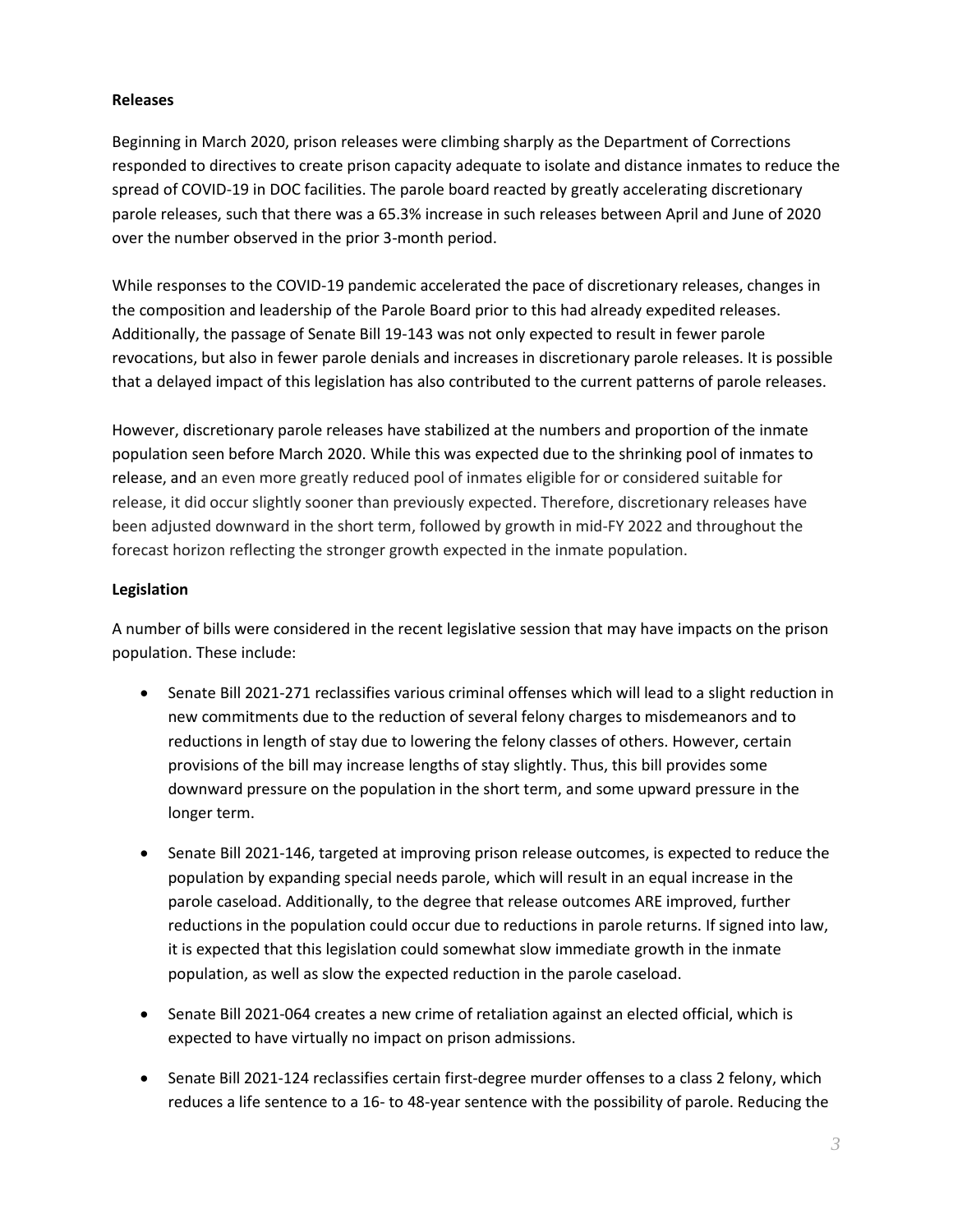**Releases**

Beginning in March 2020, prison releases were climbing sharply as the Department of Corrections responded to directives to create prison capacity adequate to isolate and distance inmates to reduce the spread of COVID-19 in DOC facilities. The parole board reacted by greatly accelerating discretionary parole releases, such that there was a 65.3% increase in such releases between April and June of 2020 over the number observed in the prior 3-month period.

While responses to the COVID-19 pandemic accelerated the pace of discretionary releases, changes in the composition and leadership of the Parole Board prior to this had already expedited releases. Additionally, the passage of Senate Bill 19-143 was not only expected to result in fewer parole revocations, but also in fewer parole denials and increases in discretionary parole releases. It is possible that a delayed impact of this legislation has also contributed to the current patterns of parole releases.

However, discretionary parole releases have stabilized at the numbers and proportion of the inmate population seen before March 2020. While this was expected due to the shrinking pool of inmates to release, and an even more greatly reduced pool of inmates eligible for or considered suitable for release, it did occur slightly sooner than previously expected. Therefore, discretionary releases have been adjusted downward in the short term, followed by growth in mid-FY 2022 and throughout the forecast horizon reflecting the stronger growth expected in the inmate population.

**Legislation**

A number of bills were considered in the recent legislative session that may have impacts on the prison population. These include:

- Senate Bill 2021-271 reclassifies various criminal offenses which will lead to a slight reduction in new commitments due to the reduction of several felony charges to misdemeanors and to reductions in length of stay due to lowering the felony classes of others. However, certain provisions of the bill may increase lengths of stay slightly. Thus, this bill provides some downward pressure on the population in the short term, and some upward pressure in the longer term.

- Senate Bill 2021-146, targeted at improving prison release outcomes, is expected to reduce the population by expanding special needs parole, which will result in an equal increase in the parole caseload. Additionally, to the degree that release outcomes ARE improved, further reductions in the population could occur due to reductions in parole returns. If signed into law, it is expected that this legislation could somewhat slow immediate growth in the inmate population, as well as slow the expected reduction in the parole caseload.

- Senate Bill 2021-064 creates a new crime of retaliation against an elected official, which is expected to have virtually no impact on prison admissions.

- Senate Bill 2021-124 reclassifies certain first-degree murder offenses to a class 2 felony, which reduces a life sentence to a 16- to 48-year sentence with the possibility of parole. Reducing the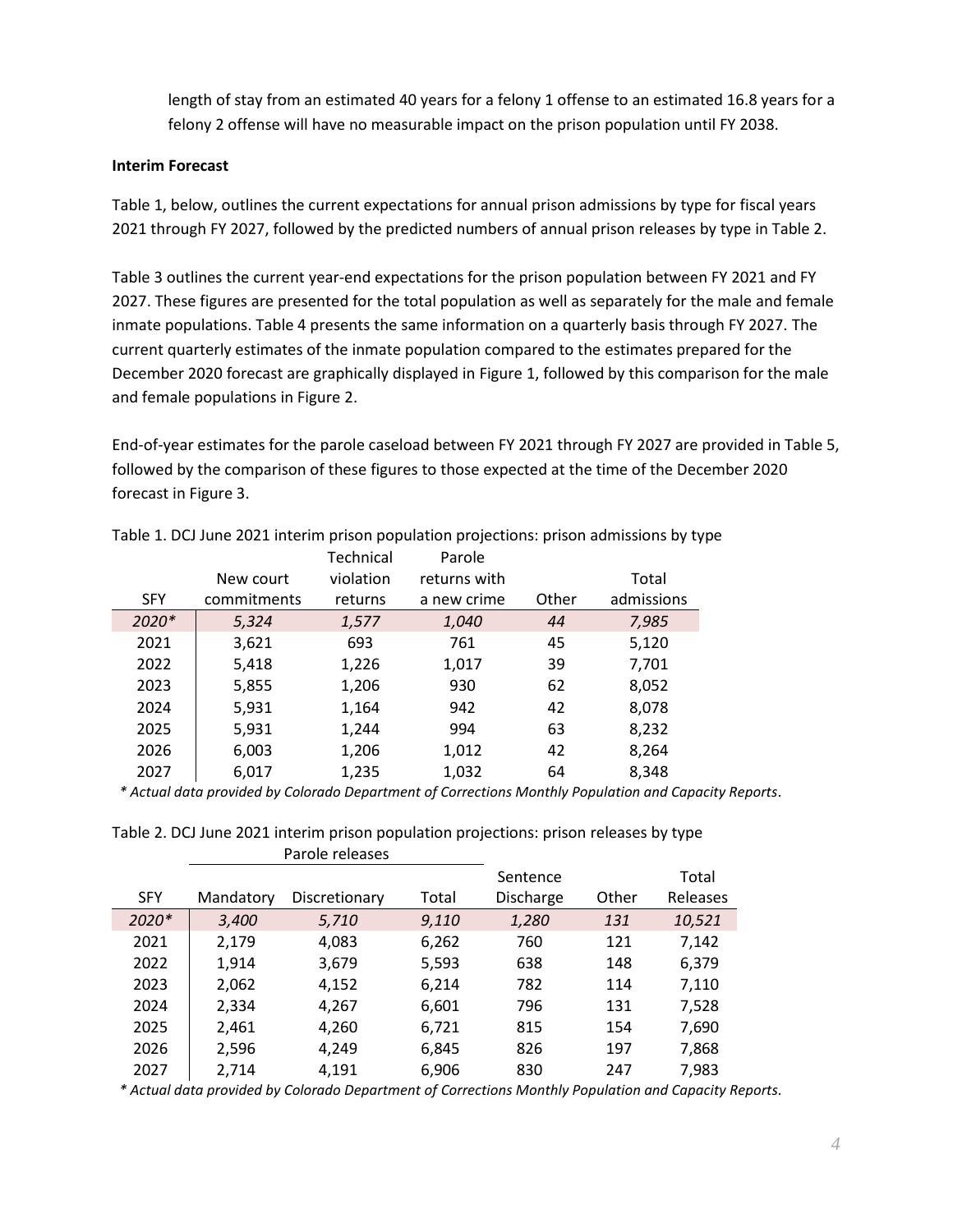length of stay from an estimated 40 years for a felony 1 offense to an estimated 16.8 years for a felony 2 offense will have no measurable impact on the prison population until FY 2038.

**Interim Forecast**

Table 1, below, outlines the current expectations for annual prison admissions by type for fiscal years 2021 through FY 2027, followed by the predicted numbers of annual prison releases by type in Table 2.

Table 3 outlines the current year-end expectations for the prison population between FY 2021 and FY 2027. These figures are presented for the total population as well as separately for the male and female inmate populations. Table 4 presents the same information on a quarterly basis through FY 2027. The current quarterly estimates of the inmate population compared to the estimates prepared for the December 2020 forecast are graphically displayed in Figure 1, followed by this comparison for the male and female populations in Figure 2.

End-of-year estimates for the parole caseload between FY 2021 through FY 2027 are provided in Table 5, followed by the comparison of these figures to those expected at the time of the December 2020 forecast in Figure 3.

Table 1. DCJ June 2021 interim prison population projections: prison admissions by type

| SFY | New court commitments | Technical violation returns | Parole returns with a new crime | Other | Total admissions |
|---|---|---|---|---|---|
| *2020** | *5,324* | *1,577* | *1,040* | *44* | *7,985* |
| 2021 | 3,621 | 693 | 761 | 45 | 5,120 |
| 2022 | 5,418 | 1,226 | 1,017 | 39 | 7,701 |
| 2023 | 5,855 | 1,206 | 930 | 62 | 8,052 |
| 2024 | 5,931 | 1,164 | 942 | 42 | 8,078 |
| 2025 | 5,931 | 1,244 | 994 | 63 | 8,232 |
| 2026 | 6,003 | 1,206 | 1,012 | 42 | 8,264 |
| 2027 | 6,017 | 1,235 | 1,032 | 64 | 8,348 |

*\* Actual data provided by Colorado Department of Corrections Monthly Population and Capacity Reports.*

Table 2. DCJ June 2021 interim prison population projections: prison releases by type

| SFY | Parole releases | | | Sentence Discharge | Other | Total Releases |
|---|---|---|---|---|---|---|
| | Mandatory | Discretionary | Total | | | |
| *2020** | *3,400* | *5,710* | *9,110* | *1,280* | *131* | *10,521* |
| 2021 | 2,179 | 4,083 | 6,262 | 760 | 121 | 7,142 |
| 2022 | 1,914 | 3,679 | 5,593 | 638 | 148 | 6,379 |
| 2023 | 2,062 | 4,152 | 6,214 | 782 | 114 | 7,110 |
| 2024 | 2,334 | 4,267 | 6,601 | 796 | 131 | 7,528 |
| 2025 | 2,461 | 4,260 | 6,721 | 815 | 154 | 7,690 |
| 2026 | 2,596 | 4,249 | 6,845 | 826 | 197 | 7,868 |
| 2027 | 2,714 | 4,191 | 6,906 | 830 | 247 | 7,983 |

*\* Actual data provided by Colorado Department of Corrections Monthly Population and Capacity Reports.*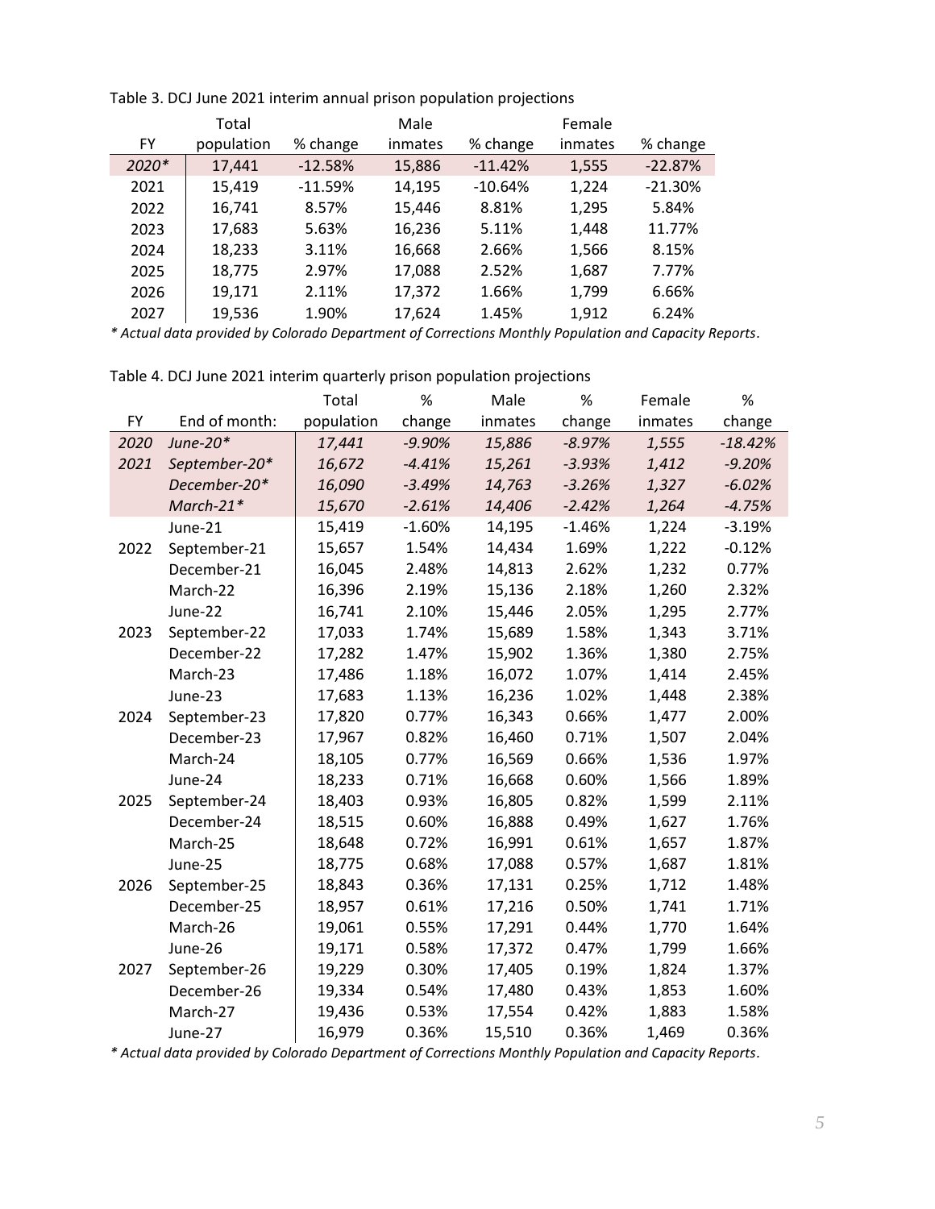Table 3. DCJ June 2021 interim annual prison population projections

| FY | Total population | % change | Male inmates | % change | Female inmates | % change |
|---|---|---|---|---|---|---|
| *2020** | 17,441 | -12.58% | 15,886 | -11.42% | 1,555 | -22.87% |
| 2021 | 15,419 | -11.59% | 14,195 | -10.64% | 1,224 | -21.30% |
| 2022 | 16,741 | 8.57% | 15,446 | 8.81% | 1,295 | 5.84% |
| 2023 | 17,683 | 5.63% | 16,236 | 5.11% | 1,448 | 11.77% |
| 2024 | 18,233 | 3.11% | 16,668 | 2.66% | 1,566 | 8.15% |
| 2025 | 18,775 | 2.97% | 17,088 | 2.52% | 1,687 | 7.77% |
| 2026 | 19,171 | 2.11% | 17,372 | 1.66% | 1,799 | 6.66% |
| 2027 | 19,536 | 1.90% | 17,624 | 1.45% | 1,912 | 6.24% |

*\* Actual data provided by Colorado Department of Corrections Monthly Population and Capacity Reports.*

Table 4. DCJ June 2021 interim quarterly prison population projections

| FY | End of month: | Total population | % change | Male inmates | % change | Female inmates | % change |
|---|---|---|---|---|---|---|---|
| *2020* | *June-20** | *17,441* | *-9.90%* | *15,886* | *-8.97%* | *1,555* | *-18.42%* |
| *2021* | *September-20** | *16,672* | *-4.41%* | *15,261* | *-3.93%* | *1,412* | *-9.20%* |
| | *December-20** | *16,090* | *-3.49%* | *14,763* | *-3.26%* | *1,327* | *-6.02%* |
| | *March-21** | *15,670* | *-2.61%* | *14,406* | *-2.42%* | *1,264* | *-4.75%* |
| | June-21 | 15,419 | -1.60% | 14,195 | -1.46% | 1,224 | -3.19% |
| 2022 | September-21 | 15,657 | 1.54% | 14,434 | 1.69% | 1,222 | -0.12% |
| | December-21 | 16,045 | 2.48% | 14,813 | 2.62% | 1,232 | 0.77% |
| | March-22 | 16,396 | 2.19% | 15,136 | 2.18% | 1,260 | 2.32% |
| | June-22 | 16,741 | 2.10% | 15,446 | 2.05% | 1,295 | 2.77% |
| 2023 | September-22 | 17,033 | 1.74% | 15,689 | 1.58% | 1,343 | 3.71% |
| | December-22 | 17,282 | 1.47% | 15,902 | 1.36% | 1,380 | 2.75% |
| | March-23 | 17,486 | 1.18% | 16,072 | 1.07% | 1,414 | 2.45% |
| | June-23 | 17,683 | 1.13% | 16,236 | 1.02% | 1,448 | 2.38% |
| 2024 | September-23 | 17,820 | 0.77% | 16,343 | 0.66% | 1,477 | 2.00% |
| | December-23 | 17,967 | 0.82% | 16,460 | 0.71% | 1,507 | 2.04% |
| | March-24 | 18,105 | 0.77% | 16,569 | 0.66% | 1,536 | 1.97% |
| | June-24 | 18,233 | 0.71% | 16,668 | 0.60% | 1,566 | 1.89% |
| 2025 | September-24 | 18,403 | 0.93% | 16,805 | 0.82% | 1,599 | 2.11% |
| | December-24 | 18,515 | 0.60% | 16,888 | 0.49% | 1,627 | 1.76% |
| | March-25 | 18,648 | 0.72% | 16,991 | 0.61% | 1,657 | 1.87% |
| | June-25 | 18,775 | 0.68% | 17,088 | 0.57% | 1,687 | 1.81% |
| 2026 | September-25 | 18,843 | 0.36% | 17,131 | 0.25% | 1,712 | 1.48% |
| | December-25 | 18,957 | 0.61% | 17,216 | 0.50% | 1,741 | 1.71% |
| | March-26 | 19,061 | 0.55% | 17,291 | 0.44% | 1,770 | 1.64% |
| | June-26 | 19,171 | 0.58% | 17,372 | 0.47% | 1,799 | 1.66% |
| 2027 | September-26 | 19,229 | 0.30% | 17,405 | 0.19% | 1,824 | 1.37% |
| | December-26 | 19,334 | 0.54% | 17,480 | 0.43% | 1,853 | 1.60% |
| | March-27 | 19,436 | 0.53% | 17,554 | 0.42% | 1,883 | 1.58% |
| | June-27 | 16,979 | 0.36% | 15,510 | 0.36% | 1,469 | 0.36% |

*\* Actual data provided by Colorado Department of Corrections Monthly Population and Capacity Reports.*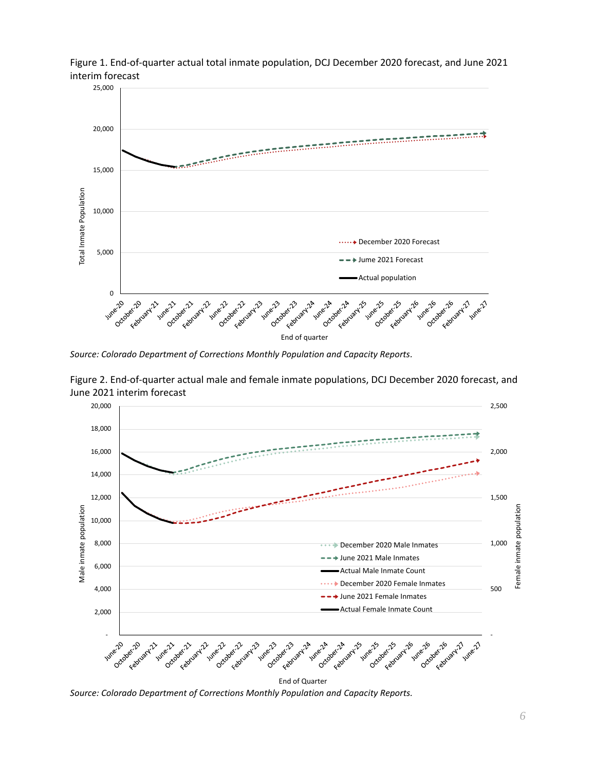Figure 1. End-of-quarter actual total inmate population, DCJ December 2020 forecast, and June 2021 interim forecast

25,000
20,000
15,000
10,000
5,000
0

Total Inmate Population

December 2020 Forecast
Jume 2021 Forecast
Actual population

June-20, October-20, February-21, June-21, October-21, February-22, June-22, October-22, February-23, June-23, October-23, February-24, June-24, October-24, February-25, June-25, October-25, February-26, June-26, October-26, February-27, June-27

End of quarter

*Source: Colorado Department of Corrections Monthly Population and Capacity Reports.*

Figure 2. End-of-quarter actual male and female inmate populations, DCJ December 2020 forecast, and June 2021 interim forecast

20,000
18,000
16,000
14,000
12,000
10,000
8,000
6,000
4,000
2,000
-

Male inmate population

2,500
2,000
1,500
1,000
500
-

Female inmate population

December 2020 Male Inmates
June 2021 Male Inmates
Actual Male Inmate Count
December 2020 Female Inmates
June 2021 Female Inmates
Actual Female Inmate Count

June-20, October-20, February-21, June-21, October-21, February-22, June-22, October-22, February-23, June-23, October-23, February-24, June-24, October-24, February-25, June-25, October-25, February-26, June-26, October-26, February-27, June-27

End of Quarter

*Source: Colorado Department of Corrections Monthly Population and Capacity Reports.*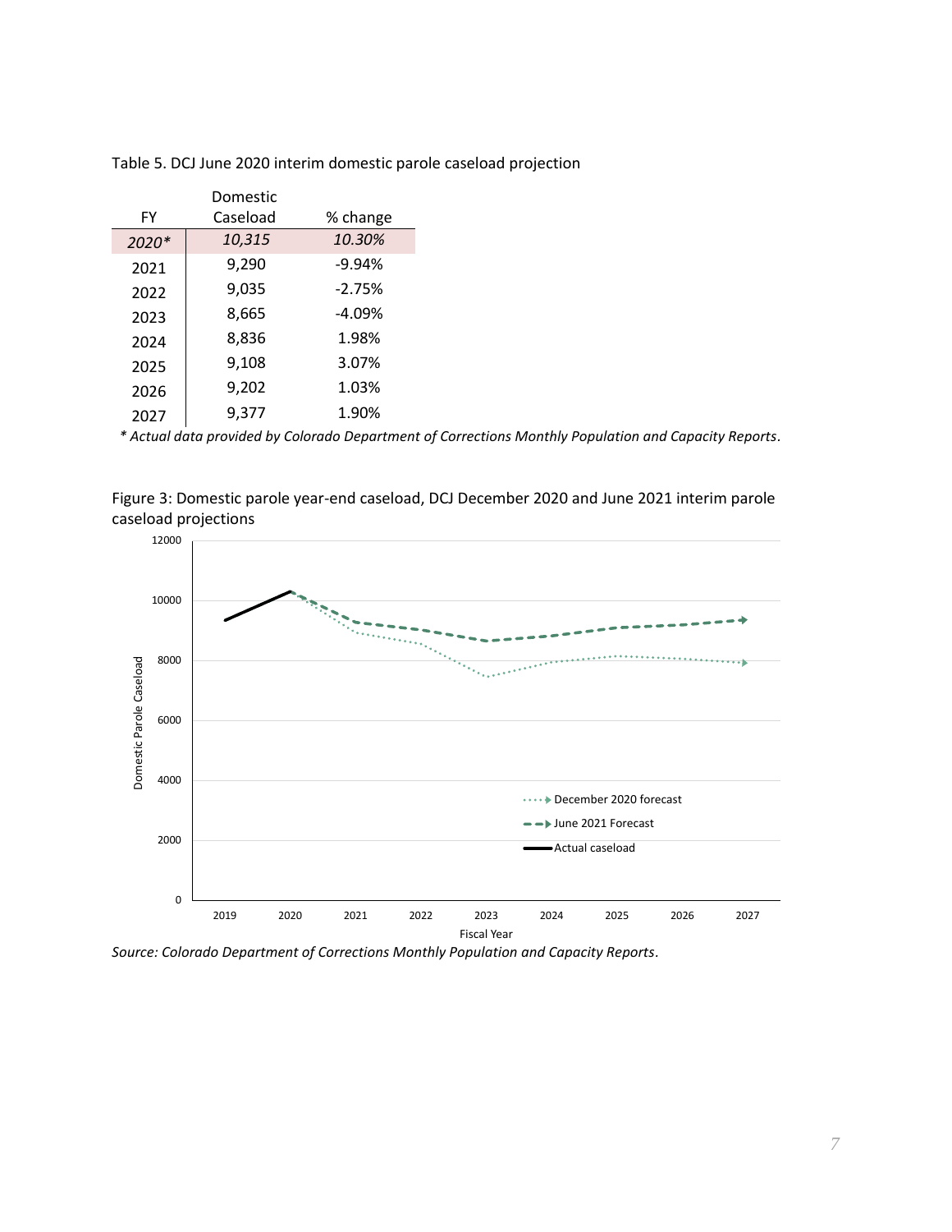Table 5. DCJ June 2020 interim domestic parole caseload projection

| FY | Domestic Caseload | % change |
|---|---|---|
| *2020** | *10,315* | *10.30%* |
| 2021 | 9,290 | -9.94% |
| 2022 | 9,035 | -2.75% |
| 2023 | 8,665 | -4.09% |
| 2024 | 8,836 | 1.98% |
| 2025 | 9,108 | 3.07% |
| 2026 | 9,202 | 1.03% |
| 2027 | 9,377 | 1.90% |

*\* Actual data provided by Colorado Department of Corrections Monthly Population and Capacity Reports.*

Figure 3: Domestic parole year-end caseload, DCJ December 2020 and June 2021 interim parole caseload projections

Domestic Parole Caseload

12000
10000
8000
6000
4000
2000
0

2019 2020 2021 2022 2023 2024 2025 2026 2027

Fiscal Year

December 2020 forecast
June 2021 Forecast
Actual caseload

*Source: Colorado Department of Corrections Monthly Population and Capacity Reports.*